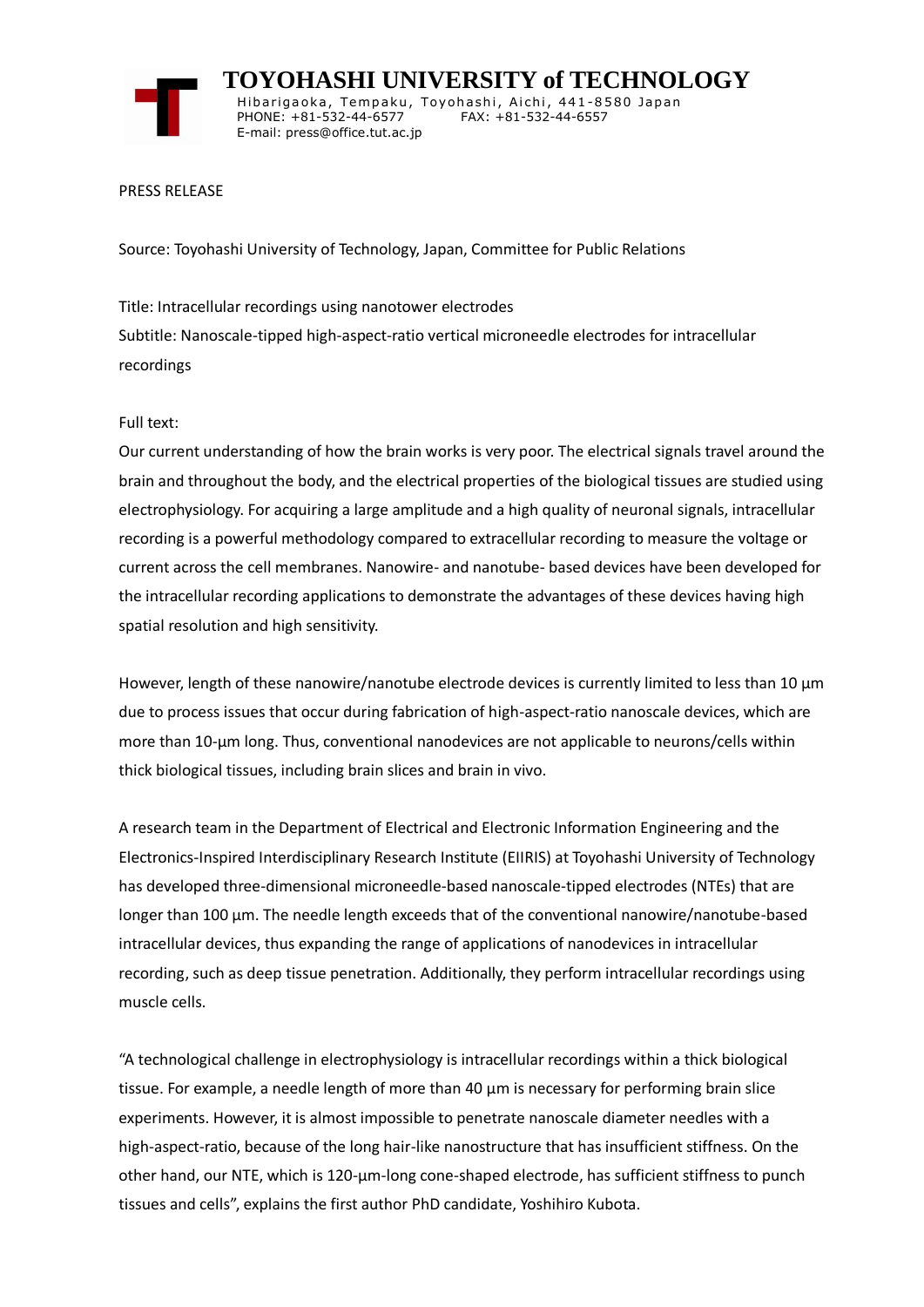# TOYOHASHI UNIVERSITY of TECHNOLOGY

Hibarigaoka, Tempaku, Toyohashi, Aichi, 441-8580 Japan
PHONE: +81-532-44-6577 FAX: +81-532-44-6557
E-mail: press@office.tut.ac.jp

PRESS RELEASE

Source: Toyohashi University of Technology, Japan, Committee for Public Relations

Title: Intracellular recordings using nanotower electrodes
Subtitle: Nanoscale-tipped high-aspect-ratio vertical microneedle electrodes for intracellular recordings

Full text:
Our current understanding of how the brain works is very poor. The electrical signals travel around the brain and throughout the body, and the electrical properties of the biological tissues are studied using electrophysiology. For acquiring a large amplitude and a high quality of neuronal signals, intracellular recording is a powerful methodology compared to extracellular recording to measure the voltage or current across the cell membranes. Nanowire- and nanotube- based devices have been developed for the intracellular recording applications to demonstrate the advantages of these devices having high spatial resolution and high sensitivity.

However, length of these nanowire/nanotube electrode devices is currently limited to less than 10 µm due to process issues that occur during fabrication of high-aspect-ratio nanoscale devices, which are more than 10-µm long. Thus, conventional nanodevices are not applicable to neurons/cells within thick biological tissues, including brain slices and brain in vivo.

A research team in the Department of Electrical and Electronic Information Engineering and the Electronics-Inspired Interdisciplinary Research Institute (EIIRIS) at Toyohashi University of Technology has developed three-dimensional microneedle-based nanoscale-tipped electrodes (NTEs) that are longer than 100 µm. The needle length exceeds that of the conventional nanowire/nanotube-based intracellular devices, thus expanding the range of applications of nanodevices in intracellular recording, such as deep tissue penetration. Additionally, they perform intracellular recordings using muscle cells.

“A technological challenge in electrophysiology is intracellular recordings within a thick biological tissue. For example, a needle length of more than 40 µm is necessary for performing brain slice experiments. However, it is almost impossible to penetrate nanoscale diameter needles with a high-aspect-ratio, because of the long hair-like nanostructure that has insufficient stiffness. On the other hand, our NTE, which is 120-µm-long cone-shaped electrode, has sufficient stiffness to punch tissues and cells”, explains the first author PhD candidate, Yoshihiro Kubota.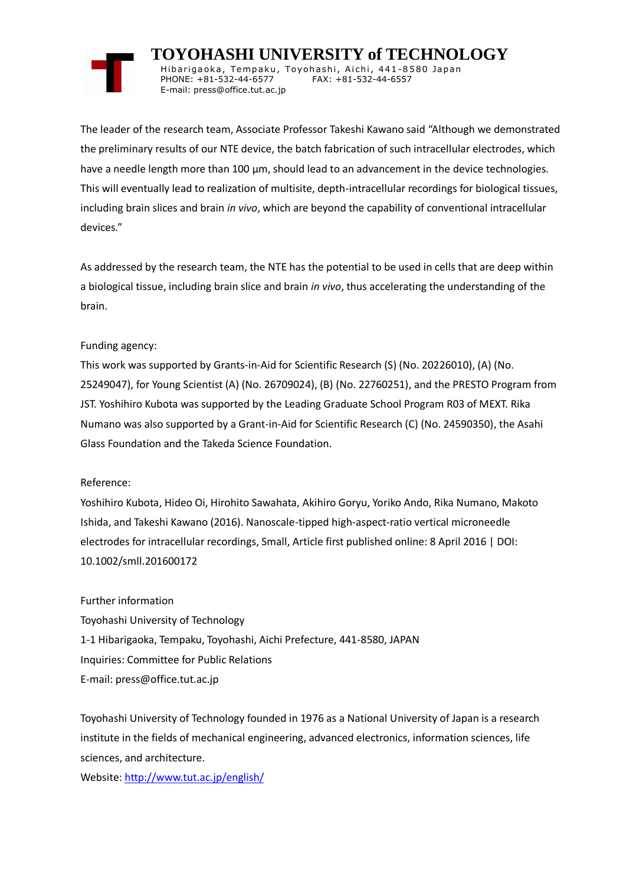The leader of the research team, Associate Professor Takeshi Kawano said “Although we demonstrated the preliminary results of our NTE device, the batch fabrication of such intracellular electrodes, which have a needle length more than 100 μm, should lead to an advancement in the device technologies. This will eventually lead to realization of multisite, depth-intracellular recordings for biological tissues, including brain slices and brain *in vivo*, which are beyond the capability of conventional intracellular devices.”

As addressed by the research team, the NTE has the potential to be used in cells that are deep within a biological tissue, including brain slice and brain *in vivo*, thus accelerating the understanding of the brain.

Funding agency:
This work was supported by Grants-in-Aid for Scientific Research (S) (No. 20226010), (A) (No. 25249047), for Young Scientist (A) (No. 26709024), (B) (No. 22760251), and the PRESTO Program from JST. Yoshihiro Kubota was supported by the Leading Graduate School Program R03 of MEXT. Rika Numano was also supported by a Grant-in-Aid for Scientific Research (C) (No. 24590350), the Asahi Glass Foundation and the Takeda Science Foundation.

Reference:
Yoshihiro Kubota, Hideo Oi, Hirohito Sawahata, Akihiro Goryu, Yoriko Ando, Rika Numano, Makoto Ishida, and Takeshi Kawano (2016). Nanoscale-tipped high-aspect-ratio vertical microneedle electrodes for intracellular recordings, Small, Article first published online: 8 April 2016 | DOI: 10.1002/smll.201600172

Further information
Toyohashi University of Technology
1-1 Hibarigaoka, Tempaku, Toyohashi, Aichi Prefecture, 441-8580, JAPAN
Inquiries: Committee for Public Relations
E-mail: press@office.tut.ac.jp

Toyohashi University of Technology founded in 1976 as a National University of Japan is a research institute in the fields of mechanical engineering, advanced electronics, information sciences, life sciences, and architecture.
Website: http://www.tut.ac.jp/english/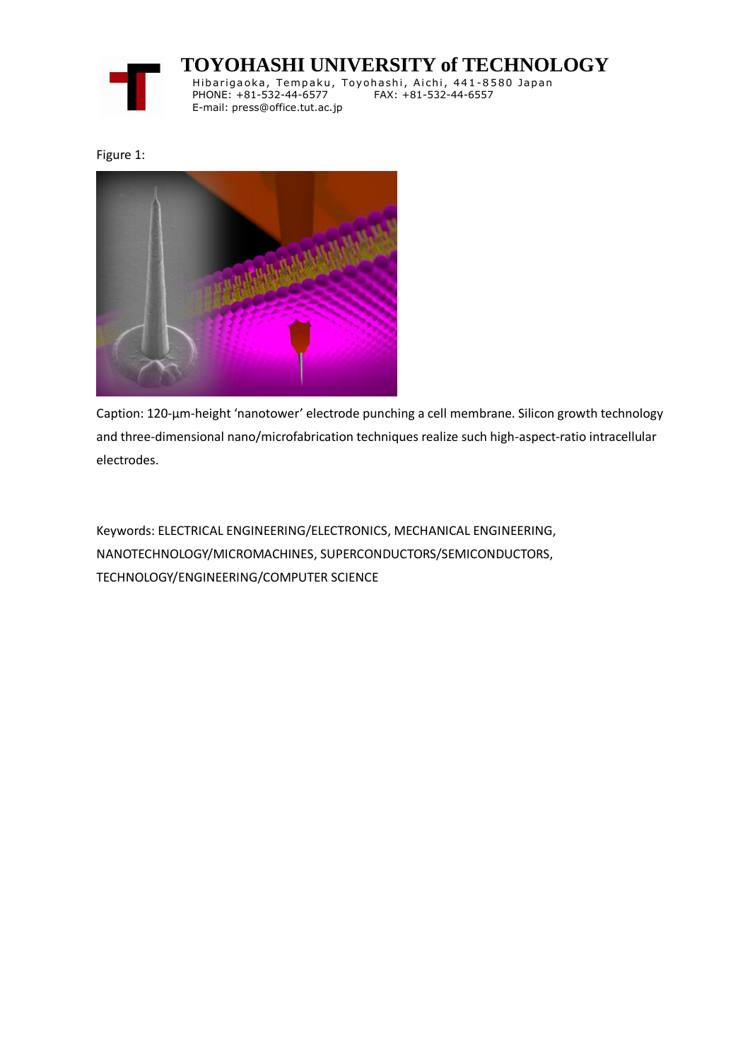# TOYOHASHI UNIVERSITY of TECHNOLOGY

Hibarigaoka, Tempaku, Toyohashi, Aichi, 441-8580 Japan
PHONE: +81-532-44-6577 FAX: +81-532-44-6557
E-mail: press@office.tut.ac.jp

Figure 1:

Caption: 120-µm-height ‘nanotower’ electrode punching a cell membrane. Silicon growth technology and three-dimensional nano/microfabrication techniques realize such high-aspect-ratio intracellular electrodes.

Keywords: ELECTRICAL ENGINEERING/ELECTRONICS, MECHANICAL ENGINEERING, NANOTECHNOLOGY/MICROMACHINES, SUPERCONDUCTORS/SEMICONDUCTORS, TECHNOLOGY/ENGINEERING/COMPUTER SCIENCE